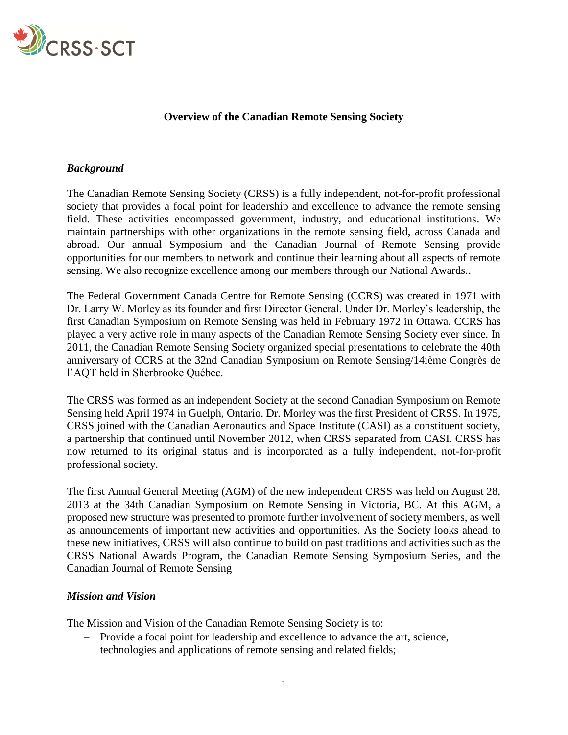**Overview of the Canadian Remote Sensing Society**

### *Background*

The Canadian Remote Sensing Society (CRSS) is a fully independent, not-for-profit professional society that provides a focal point for leadership and excellence to advance the remote sensing field. These activities encompassed government, industry, and educational institutions. We maintain partnerships with other organizations in the remote sensing field, across Canada and abroad. Our annual Symposium and the Canadian Journal of Remote Sensing provide opportunities for our members to network and continue their learning about all aspects of remote sensing. We also recognize excellence among our members through our National Awards..

The Federal Government Canada Centre for Remote Sensing (CCRS) was created in 1971 with Dr. Larry W. Morley as its founder and first Director General. Under Dr. Morley's leadership, the first Canadian Symposium on Remote Sensing was held in February 1972 in Ottawa. CCRS has played a very active role in many aspects of the Canadian Remote Sensing Society ever since. In 2011, the Canadian Remote Sensing Society organized special presentations to celebrate the 40th anniversary of CCRS at the 32nd Canadian Symposium on Remote Sensing/14ième Congrès de l'AQT held in Sherbrooke Québec.

The CRSS was formed as an independent Society at the second Canadian Symposium on Remote Sensing held April 1974 in Guelph, Ontario. Dr. Morley was the first President of CRSS. In 1975, CRSS joined with the Canadian Aeronautics and Space Institute (CASI) as a constituent society, a partnership that continued until November 2012, when CRSS separated from CASI. CRSS has now returned to its original status and is incorporated as a fully independent, not-for-profit professional society.

The first Annual General Meeting (AGM) of the new independent CRSS was held on August 28, 2013 at the 34th Canadian Symposium on Remote Sensing in Victoria, BC. At this AGM, a proposed new structure was presented to promote further involvement of society members, as well as announcements of important new activities and opportunities. As the Society looks ahead to these new initiatives, CRSS will also continue to build on past traditions and activities such as the CRSS National Awards Program, the Canadian Remote Sensing Symposium Series, and the Canadian Journal of Remote Sensing

### *Mission and Vision*

The Mission and Vision of the Canadian Remote Sensing Society is to:

- Provide a focal point for leadership and excellence to advance the art, science, technologies and applications of remote sensing and related fields;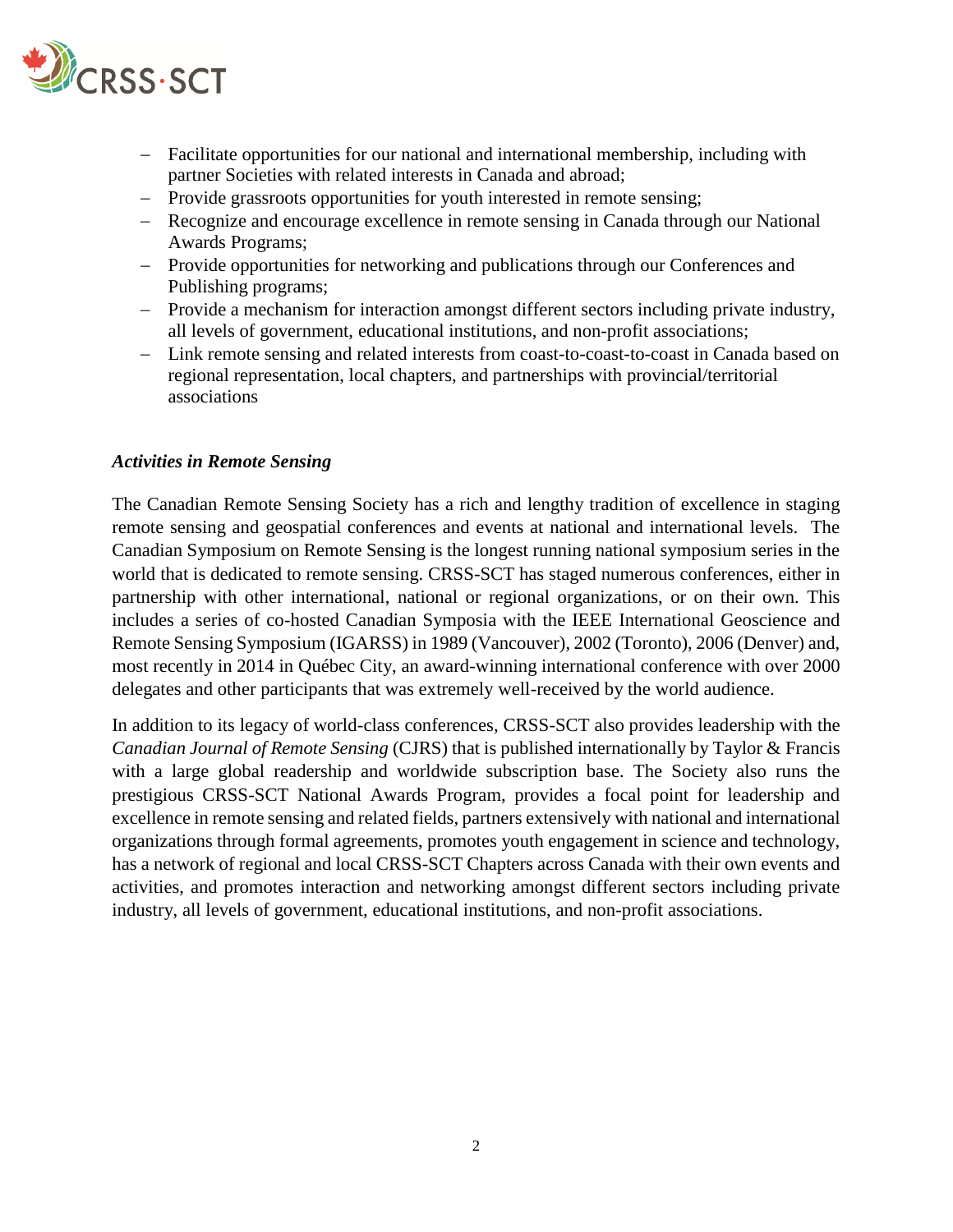- Facilitate opportunities for our national and international membership, including with partner Societies with related interests in Canada and abroad;
- Provide grassroots opportunities for youth interested in remote sensing;
- Recognize and encourage excellence in remote sensing in Canada through our National Awards Programs;
- Provide opportunities for networking and publications through our Conferences and Publishing programs;
- Provide a mechanism for interaction amongst different sectors including private industry, all levels of government, educational institutions, and non-profit associations;
- Link remote sensing and related interests from coast-to-coast-to-coast in Canada based on regional representation, local chapters, and partnerships with provincial/territorial associations

***Activities in Remote Sensing***

The Canadian Remote Sensing Society has a rich and lengthy tradition of excellence in staging remote sensing and geospatial conferences and events at national and international levels. The Canadian Symposium on Remote Sensing is the longest running national symposium series in the world that is dedicated to remote sensing. CRSS-SCT has staged numerous conferences, either in partnership with other international, national or regional organizations, or on their own. This includes a series of co-hosted Canadian Symposia with the IEEE International Geoscience and Remote Sensing Symposium (IGARSS) in 1989 (Vancouver), 2002 (Toronto), 2006 (Denver) and, most recently in 2014 in Québec City, an award-winning international conference with over 2000 delegates and other participants that was extremely well-received by the world audience.

In addition to its legacy of world-class conferences, CRSS-SCT also provides leadership with the *Canadian Journal of Remote Sensing* (CJRS) that is published internationally by Taylor & Francis with a large global readership and worldwide subscription base. The Society also runs the prestigious CRSS-SCT National Awards Program, provides a focal point for leadership and excellence in remote sensing and related fields, partners extensively with national and international organizations through formal agreements, promotes youth engagement in science and technology, has a network of regional and local CRSS-SCT Chapters across Canada with their own events and activities, and promotes interaction and networking amongst different sectors including private industry, all levels of government, educational institutions, and non-profit associations.